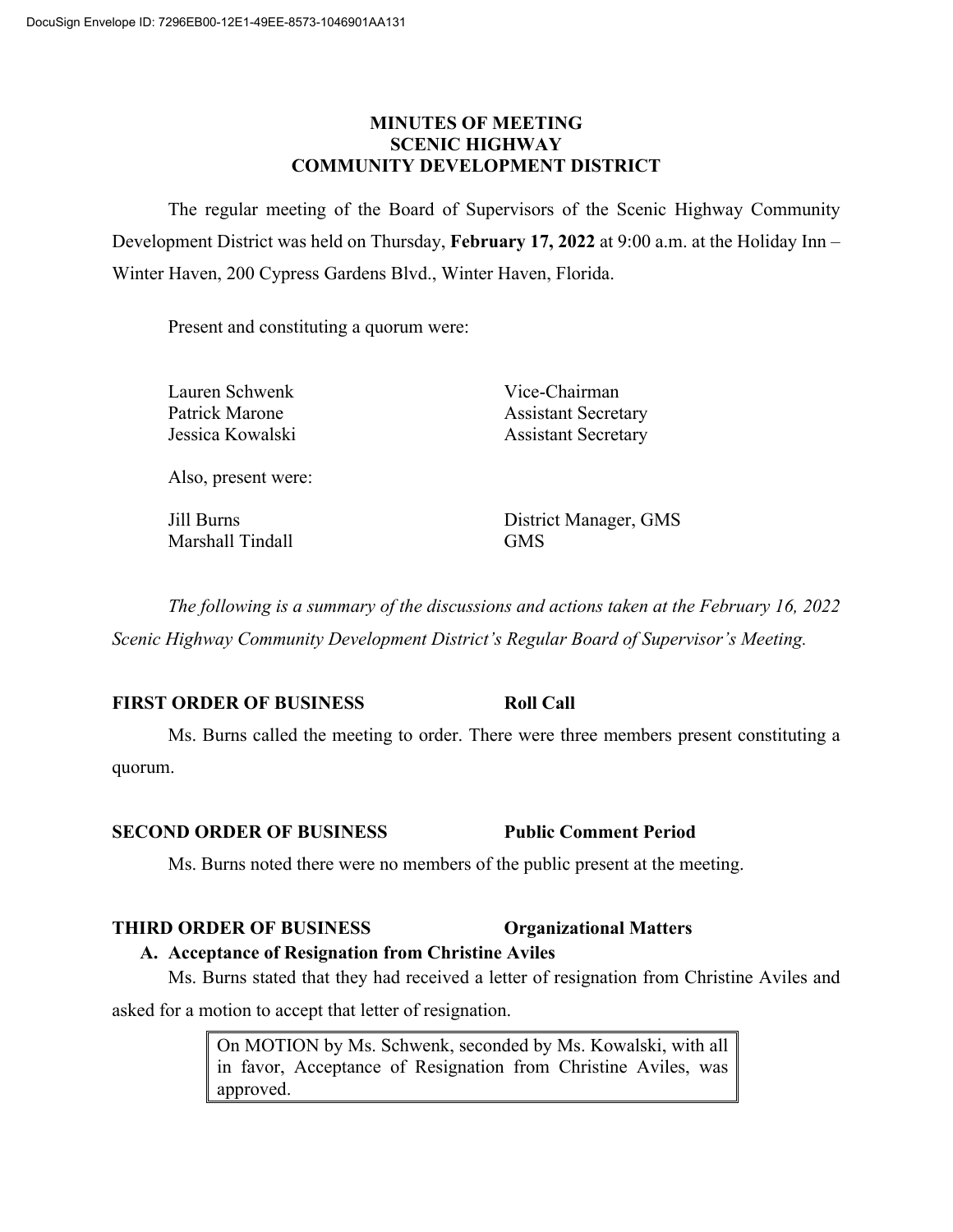DocuSign Envelope ID: 7296EB00-12E1-49EE-8573-1046901AA131

# MINUTES OF MEETING
# SCENIC HIGHWAY
# COMMUNITY DEVELOPMENT DISTRICT

The regular meeting of the Board of Supervisors of the Scenic Highway Community Development District was held on Thursday, **February 17, 2022** at 9:00 a.m. at the Holiday Inn – Winter Haven, 200 Cypress Gardens Blvd., Winter Haven, Florida.

Present and constituting a quorum were:

| | |
|---|---|
| Lauren Schwenk | Vice-Chairman |
| Patrick Marone | Assistant Secretary |
| Jessica Kowalski | Assistant Secretary |

Also, present were:

| | |
|---|---|
| Jill Burns | District Manager, GMS |
| Marshall Tindall | GMS |

*The following is a summary of the discussions and actions taken at the February 16, 2022 Scenic Highway Community Development District's Regular Board of Supervisor's Meeting.*

**FIRST ORDER OF BUSINESS** **Roll Call**

Ms. Burns called the meeting to order. There were three members present constituting a quorum.

**SECOND ORDER OF BUSINESS** **Public Comment Period**

Ms. Burns noted there were no members of the public present at the meeting.

**THIRD ORDER OF BUSINESS** **Organizational Matters**

**A. Acceptance of Resignation from Christine Aviles**

Ms. Burns stated that they had received a letter of resignation from Christine Aviles and asked for a motion to accept that letter of resignation.

> On MOTION by Ms. Schwenk, seconded by Ms. Kowalski, with all in favor, Acceptance of Resignation from Christine Aviles, was approved.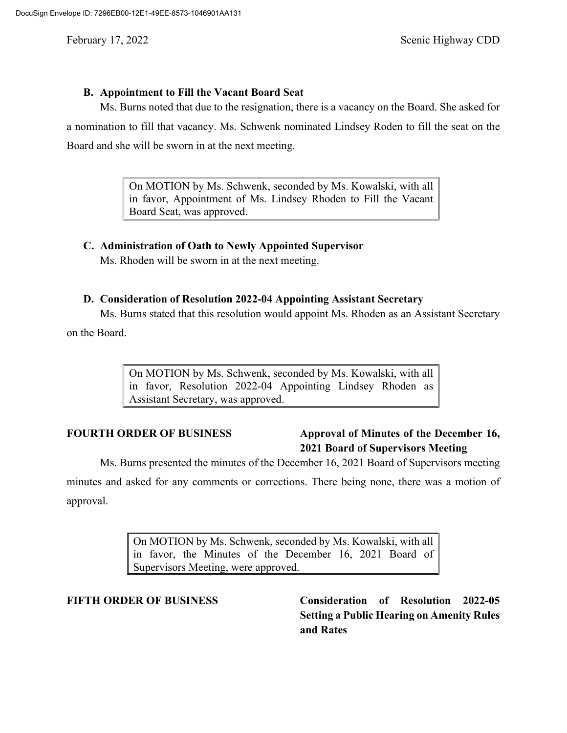### B. Appointment to Fill the Vacant Board Seat

Ms. Burns noted that due to the resignation, there is a vacancy on the Board. She asked for a nomination to fill that vacancy. Ms. Schwenk nominated Lindsey Roden to fill the seat on the Board and she will be sworn in at the next meeting.

> On MOTION by Ms. Schwenk, seconded by Ms. Kowalski, with all in favor, Appointment of Ms. Lindsey Rhoden to Fill the Vacant Board Seat, was approved.

### C. Administration of Oath to Newly Appointed Supervisor

Ms. Rhoden will be sworn in at the next meeting.

### D. Consideration of Resolution 2022-04 Appointing Assistant Secretary

Ms. Burns stated that this resolution would appoint Ms. Rhoden as an Assistant Secretary on the Board.

> On MOTION by Ms. Schwenk, seconded by Ms. Kowalski, with all in favor, Resolution 2022-04 Appointing Lindsey Rhoden as Assistant Secretary, was approved.

**FOURTH ORDER OF BUSINESS** **Approval of Minutes of the December 16, 2021 Board of Supervisors Meeting**

Ms. Burns presented the minutes of the December 16, 2021 Board of Supervisors meeting minutes and asked for any comments or corrections. There being none, there was a motion of approval.

> On MOTION by Ms. Schwenk, seconded by Ms. Kowalski, with all in favor, the Minutes of the December 16, 2021 Board of Supervisors Meeting, were approved.

**FIFTH ORDER OF BUSINESS** **Consideration of Resolution 2022-05 Setting a Public Hearing on Amenity Rules and Rates**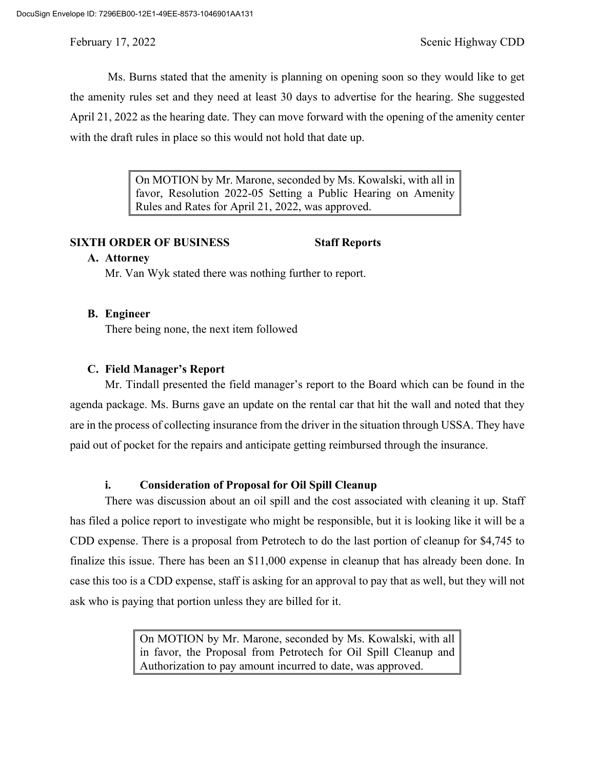Ms. Burns stated that the amenity is planning on opening soon so they would like to get the amenity rules set and they need at least 30 days to advertise for the hearing. She suggested April 21, 2022 as the hearing date. They can move forward with the opening of the amenity center with the draft rules in place so this would not hold that date up.

> On MOTION by Mr. Marone, seconded by Ms. Kowalski, with all in favor, Resolution 2022-05 Setting a Public Hearing on Amenity Rules and Rates for April 21, 2022, was approved.

**SIXTH ORDER OF BUSINESS** **Staff Reports**

**A. Attorney**

Mr. Van Wyk stated there was nothing further to report.

**B. Engineer**

There being none, the next item followed

**C. Field Manager's Report**

Mr. Tindall presented the field manager's report to the Board which can be found in the agenda package. Ms. Burns gave an update on the rental car that hit the wall and noted that they are in the process of collecting insurance from the driver in the situation through USSA. They have paid out of pocket for the repairs and anticipate getting reimbursed through the insurance.

**i. Consideration of Proposal for Oil Spill Cleanup**

There was discussion about an oil spill and the cost associated with cleaning it up. Staff has filed a police report to investigate who might be responsible, but it is looking like it will be a CDD expense. There is a proposal from Petrotech to do the last portion of cleanup for $4,745 to finalize this issue. There has been an $11,000 expense in cleanup that has already been done. In case this too is a CDD expense, staff is asking for an approval to pay that as well, but they will not ask who is paying that portion unless they are billed for it.

> On MOTION by Mr. Marone, seconded by Ms. Kowalski, with all in favor, the Proposal from Petrotech for Oil Spill Cleanup and Authorization to pay amount incurred to date, was approved.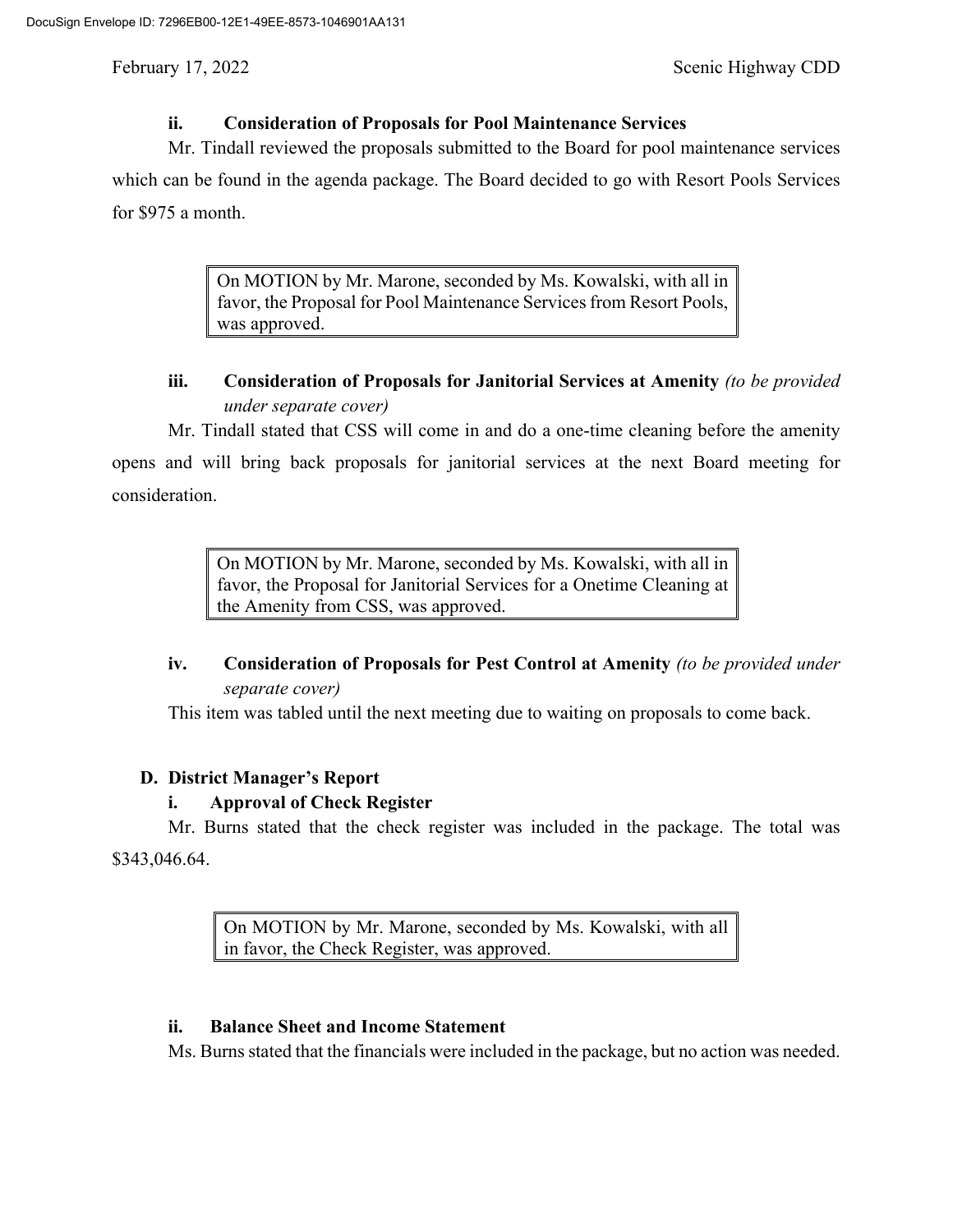**ii. Consideration of Proposals for Pool Maintenance Services**

Mr. Tindall reviewed the proposals submitted to the Board for pool maintenance services which can be found in the agenda package. The Board decided to go with Resort Pools Services for $975 a month.

> On MOTION by Mr. Marone, seconded by Ms. Kowalski, with all in favor, the Proposal for Pool Maintenance Services from Resort Pools, was approved.

**iii. Consideration of Proposals for Janitorial Services at Amenity** *(to be provided under separate cover)*

Mr. Tindall stated that CSS will come in and do a one-time cleaning before the amenity opens and will bring back proposals for janitorial services at the next Board meeting for consideration.

> On MOTION by Mr. Marone, seconded by Ms. Kowalski, with all in favor, the Proposal for Janitorial Services for a Onetime Cleaning at the Amenity from CSS, was approved.

**iv. Consideration of Proposals for Pest Control at Amenity** *(to be provided under separate cover)*

This item was tabled until the next meeting due to waiting on proposals to come back.

**D. District Manager's Report**

**i. Approval of Check Register**

Mr. Burns stated that the check register was included in the package. The total was $343,046.64.

> On MOTION by Mr. Marone, seconded by Ms. Kowalski, with all in favor, the Check Register, was approved.

**ii. Balance Sheet and Income Statement**

Ms. Burns stated that the financials were included in the package, but no action was needed.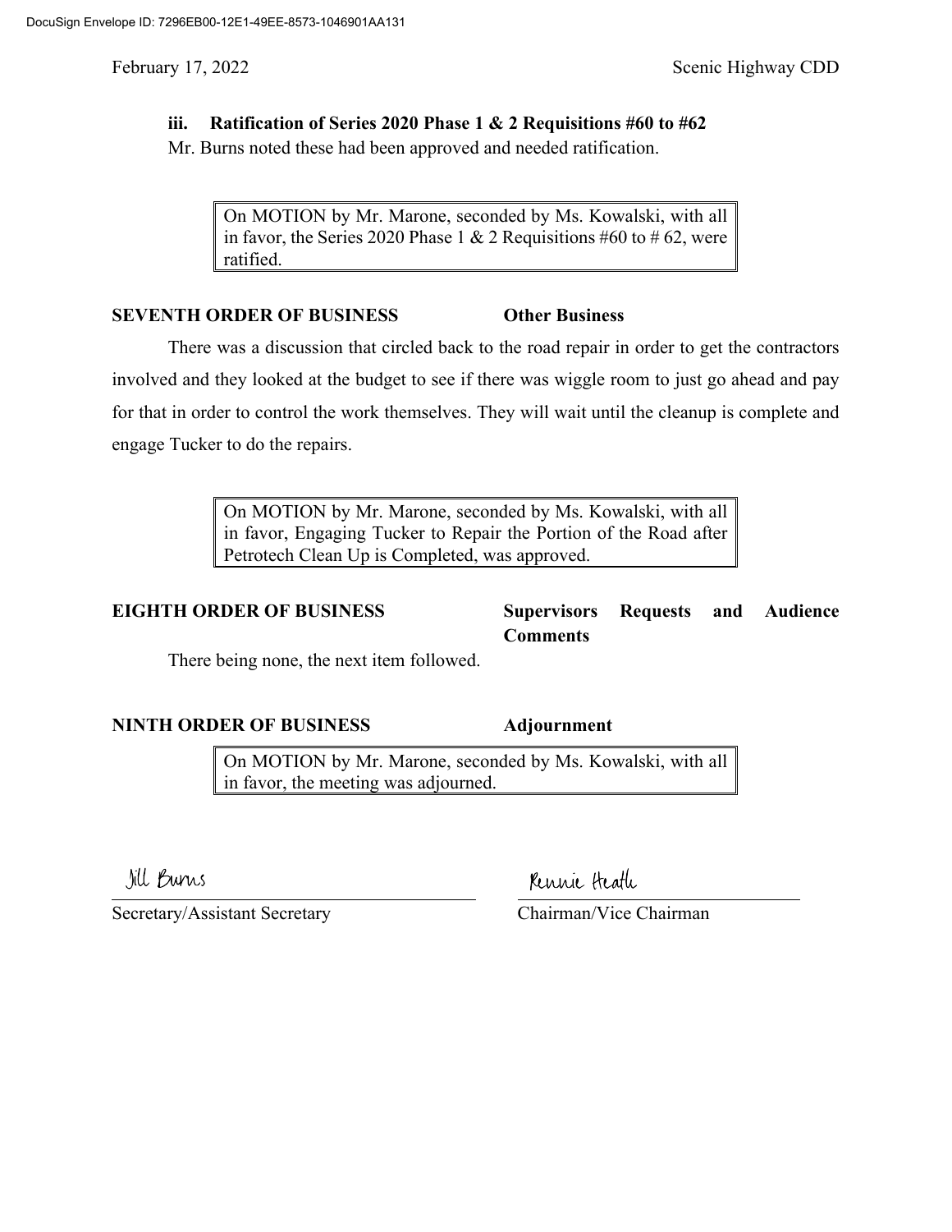### iii. Ratification of Series 2020 Phase 1 & 2 Requisitions #60 to #62

Mr. Burns noted these had been approved and needed ratification.

> On MOTION by Mr. Marone, seconded by Ms. Kowalski, with all in favor, the Series 2020 Phase 1 & 2 Requisitions #60 to # 62, were ratified.

## SEVENTH ORDER OF BUSINESS — Other Business

There was a discussion that circled back to the road repair in order to get the contractors involved and they looked at the budget to see if there was wiggle room to just go ahead and pay for that in order to control the work themselves. They will wait until the cleanup is complete and engage Tucker to do the repairs.

> On MOTION by Mr. Marone, seconded by Ms. Kowalski, with all in favor, Engaging Tucker to Repair the Portion of the Road after Petrotech Clean Up is Completed, was approved.

## EIGHTH ORDER OF BUSINESS — Supervisors Requests and Audience Comments

There being none, the next item followed.

## NINTH ORDER OF BUSINESS — Adjournment

> On MOTION by Mr. Marone, seconded by Ms. Kowalski, with all in favor, the meeting was adjourned.

Jill Burns
Secretary/Assistant Secretary

Rennie Heath
Chairman/Vice Chairman